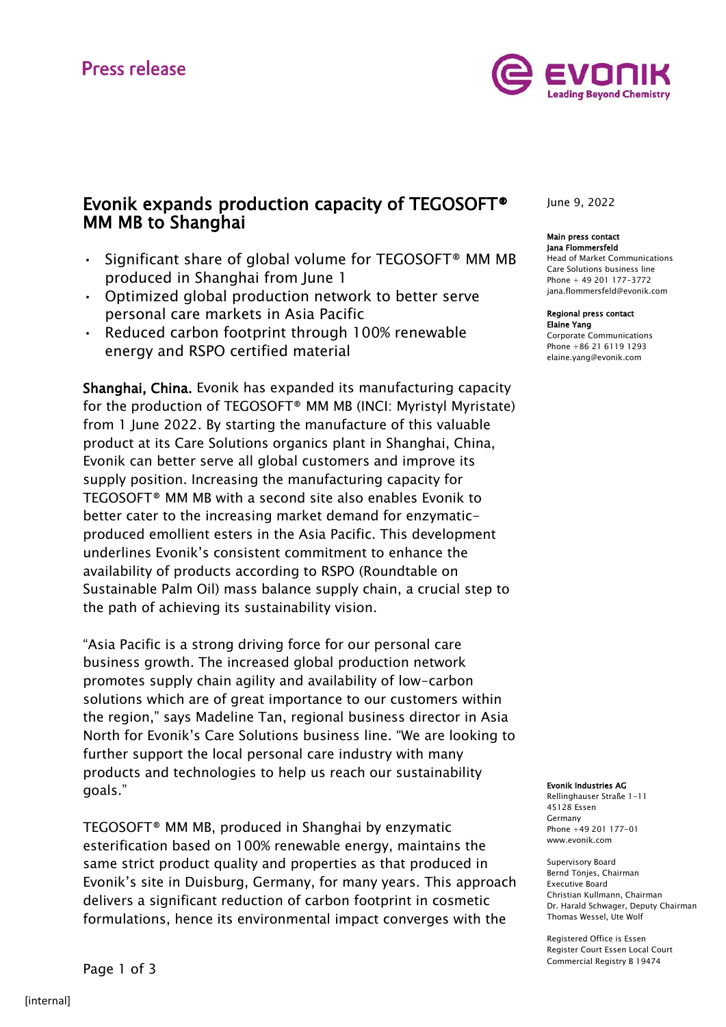Press release

# Evonik expands production capacity of TEGOSOFT® MM MB to Shanghai

- Significant share of global volume for TEGOSOFT® MM MB produced in Shanghai from June 1
- Optimized global production network to better serve personal care markets in Asia Pacific
- Reduced carbon footprint through 100% renewable energy and RSPO certified material

June 9, 2022

**Main press contact**
**Jana Flommersfeld**
Head of Market Communications
Care Solutions business line
Phone + 49 201 177-3772
jana.flommersfeld@evonik.com

**Regional press contact**
**Elaine Yang**
Corporate Communications
Phone +86 21 6119 1293
elaine.yang@evonik.com

**Shanghai, China.** Evonik has expanded its manufacturing capacity for the production of TEGOSOFT® MM MB (INCI: Myristyl Myristate) from 1 June 2022. By starting the manufacture of this valuable product at its Care Solutions organics plant in Shanghai, China, Evonik can better serve all global customers and improve its supply position. Increasing the manufacturing capacity for TEGOSOFT® MM MB with a second site also enables Evonik to better cater to the increasing market demand for enzymatic-produced emollient esters in the Asia Pacific. This development underlines Evonik's consistent commitment to enhance the availability of products according to RSPO (Roundtable on Sustainable Palm Oil) mass balance supply chain, a crucial step to the path of achieving its sustainability vision.

"Asia Pacific is a strong driving force for our personal care business growth. The increased global production network promotes supply chain agility and availability of low-carbon solutions which are of great importance to our customers within the region," says Madeline Tan, regional business director in Asia North for Evonik's Care Solutions business line. "We are looking to further support the local personal care industry with many products and technologies to help us reach our sustainability goals."

TEGOSOFT® MM MB, produced in Shanghai by enzymatic esterification based on 100% renewable energy, maintains the same strict product quality and properties as that produced in Evonik's site in Duisburg, Germany, for many years. This approach delivers a significant reduction of carbon footprint in cosmetic formulations, hence its environmental impact converges with the

**Evonik Industries AG**
Rellinghauser Straße 1-11
45128 Essen
Germany
Phone +49 201 177-01
www.evonik.com

Supervisory Board
Bernd Tönjes, Chairman
Executive Board
Christian Kullmann, Chairman
Dr. Harald Schwager, Deputy Chairman
Thomas Wessel, Ute Wolf

Registered Office is Essen
Register Court Essen Local Court
Commercial Registry B 19474

[internal]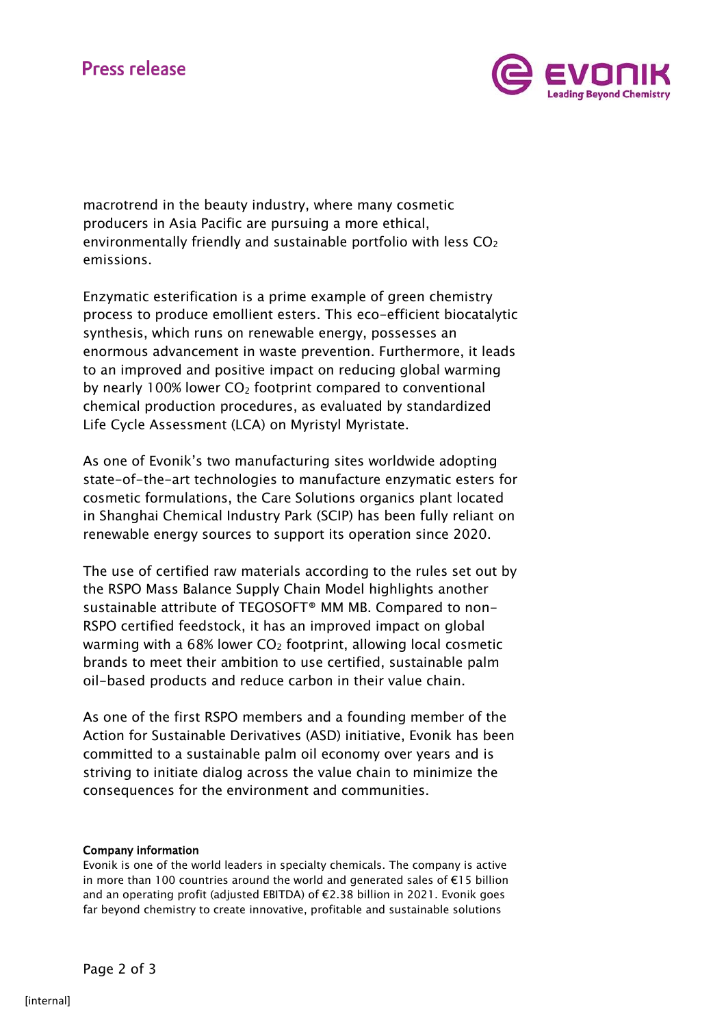macrotrend in the beauty industry, where many cosmetic producers in Asia Pacific are pursuing a more ethical, environmentally friendly and sustainable portfolio with less $CO_2$ emissions.

Enzymatic esterification is a prime example of green chemistry process to produce emollient esters. This eco-efficient biocatalytic synthesis, which runs on renewable energy, possesses an enormous advancement in waste prevention. Furthermore, it leads to an improved and positive impact on reducing global warming by nearly 100% lower $CO_2$ footprint compared to conventional chemical production procedures, as evaluated by standardized Life Cycle Assessment (LCA) on Myristyl Myristate.

As one of Evonik's two manufacturing sites worldwide adopting state-of-the-art technologies to manufacture enzymatic esters for cosmetic formulations, the Care Solutions organics plant located in Shanghai Chemical Industry Park (SCIP) has been fully reliant on renewable energy sources to support its operation since 2020.

The use of certified raw materials according to the rules set out by the RSPO Mass Balance Supply Chain Model highlights another sustainable attribute of TEGOSOFT® MM MB. Compared to non-RSPO certified feedstock, it has an improved impact on global warming with a 68% lower $CO_2$ footprint, allowing local cosmetic brands to meet their ambition to use certified, sustainable palm oil-based products and reduce carbon in their value chain.

As one of the first RSPO members and a founding member of the Action for Sustainable Derivatives (ASD) initiative, Evonik has been committed to a sustainable palm oil economy over years and is striving to initiate dialog across the value chain to minimize the consequences for the environment and communities.

**Company information**

Evonik is one of the world leaders in specialty chemicals. The company is active in more than 100 countries around the world and generated sales of €15 billion and an operating profit (adjusted EBITDA) of €2.38 billion in 2021. Evonik goes far beyond chemistry to create innovative, profitable and sustainable solutions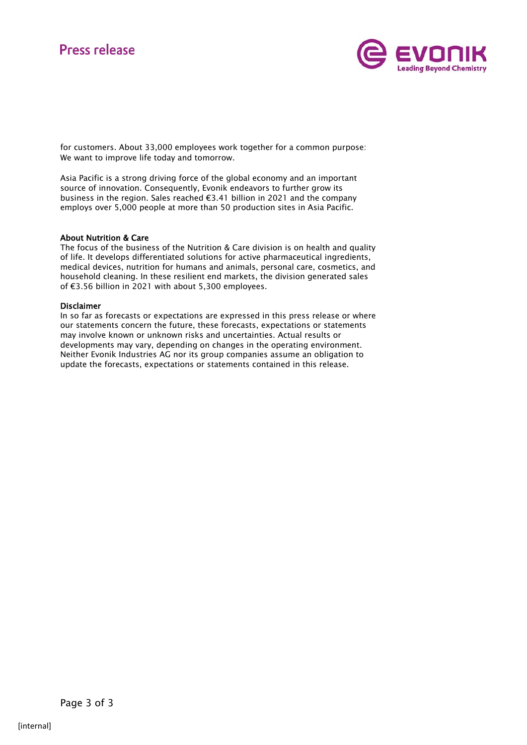for customers. About 33,000 employees work together for a common purpose: We want to improve life today and tomorrow.

Asia Pacific is a strong driving force of the global economy and an important source of innovation. Consequently, Evonik endeavors to further grow its business in the region. Sales reached €3.41 billion in 2021 and the company employs over 5,000 people at more than 50 production sites in Asia Pacific.

**About Nutrition & Care**
The focus of the business of the Nutrition & Care division is on health and quality of life. It develops differentiated solutions for active pharmaceutical ingredients, medical devices, nutrition for humans and animals, personal care, cosmetics, and household cleaning. In these resilient end markets, the division generated sales of €3.56 billion in 2021 with about 5,300 employees.

**Disclaimer**
In so far as forecasts or expectations are expressed in this press release or where our statements concern the future, these forecasts, expectations or statements may involve known or unknown risks and uncertainties. Actual results or developments may vary, depending on changes in the operating environment. Neither Evonik Industries AG nor its group companies assume an obligation to update the forecasts, expectations or statements contained in this release.